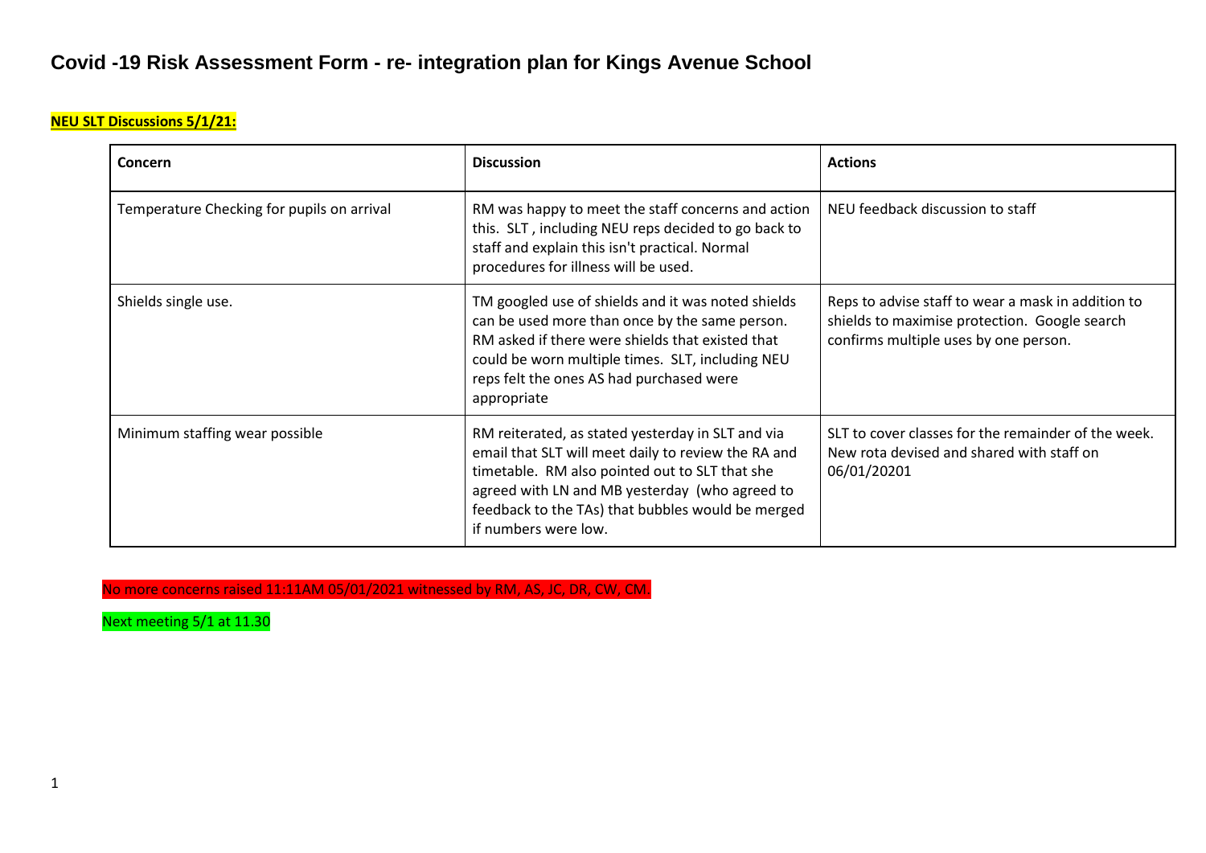# Covid -19 Risk Assessment Form - re- integration plan for Kings Avenue School

**NEU SLT Discussions 5/1/21:**

| Concern | Discussion | Actions |
|---|---|---|
| Temperature Checking for pupils on arrival | RM was happy to meet the staff concerns and action this. SLT , including NEU reps decided to go back to staff and explain this isn't practical. Normal procedures for illness will be used. | NEU feedback discussion to staff |
| Shields single use. | TM googled use of shields and it was noted shields can be used more than once by the same person. RM asked if there were shields that existed that could be worn multiple times. SLT, including NEU reps felt the ones AS had purchased were appropriate | Reps to advise staff to wear a mask in addition to shields to maximise protection. Google search confirms multiple uses by one person. |
| Minimum staffing wear possible | RM reiterated, as stated yesterday in SLT and via email that SLT will meet daily to review the RA and timetable. RM also pointed out to SLT that she agreed with LN and MB yesterday (who agreed to feedback to the TAs) that bubbles would be merged if numbers were low. | SLT to cover classes for the remainder of the week. New rota devised and shared with staff on 06/01/20201 |

No more concerns raised 11:11AM 05/01/2021 witnessed by RM, AS, JC, DR, CW, CM.

Next meeting 5/1 at 11.30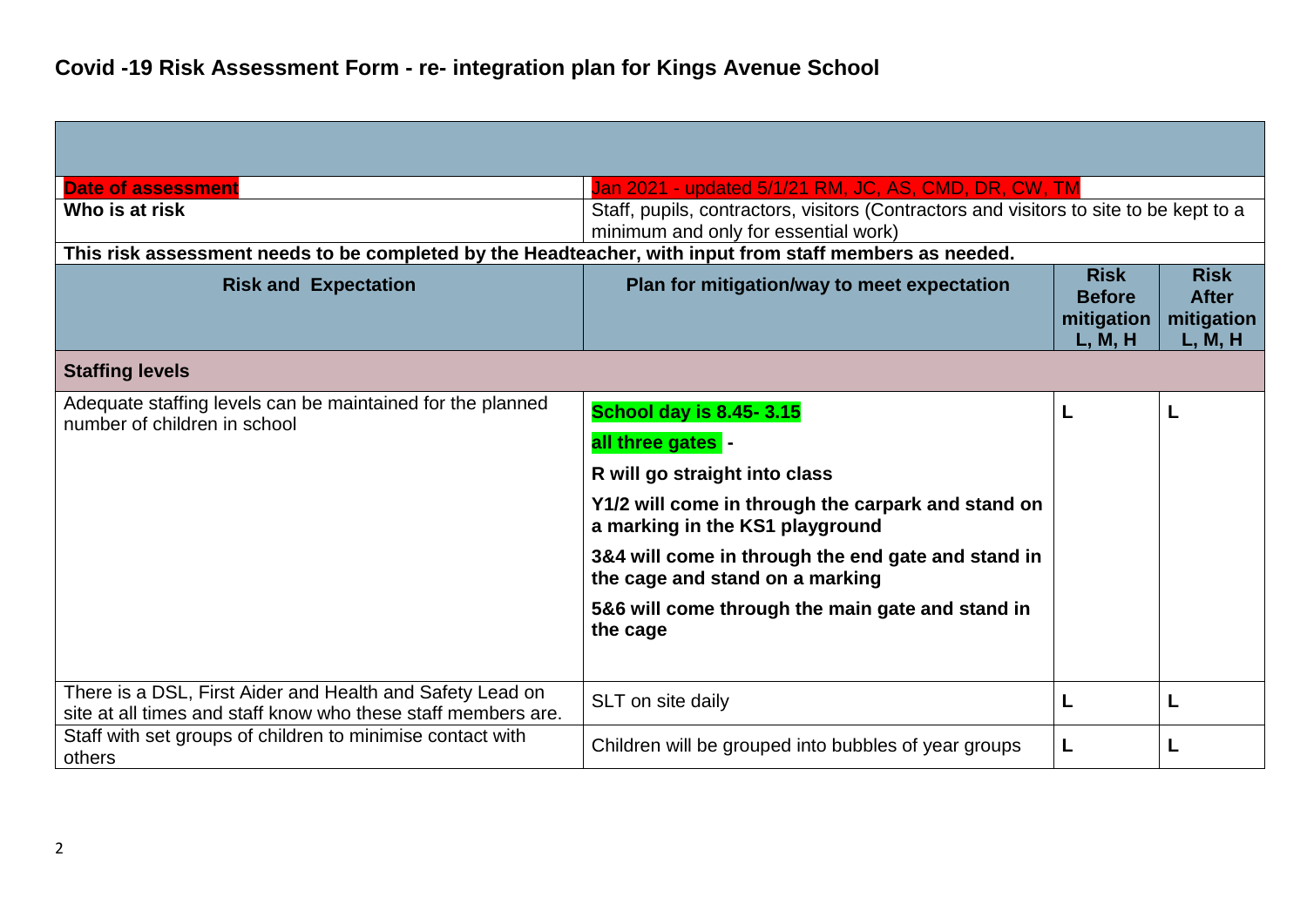# Covid -19 Risk Assessment Form - re- integration plan for Kings Avenue School

| | | | |
|---|---|---|---|
| **Date of assessment** | Jan 2021 - updated 5/1/21 RM, JC, AS, CMD, DR, CW, TM | | |
| **Who is at risk** | Staff, pupils, contractors, visitors (Contractors and visitors to site to be kept to a minimum and only for essential work) | | |
| **This risk assessment needs to be completed by the Headteacher, with input from staff members as needed.** | | | |
| **Risk and Expectation** | **Plan for mitigation/way to meet expectation** | **Risk Before mitigation L, M, H** | **Risk After mitigation L, M, H** |
| **Staffing levels** | | | |
| Adequate staffing levels can be maintained for the planned number of children in school | **School day is 8.45- 3.15**<br><br>**all three gates -**<br><br>**R will go straight into class**<br><br>**Y1/2 will come in through the carpark and stand on a marking in the KS1 playground**<br><br>**3&4 will come in through the end gate and stand in the cage and stand on a marking**<br><br>**5&6 will come through the main gate and stand in the cage** | L | L |
| There is a DSL, First Aider and Health and Safety Lead on site at all times and staff know who these staff members are. | SLT on site daily | L | L |
| Staff with set groups of children to minimise contact with others | Children will be grouped into bubbles of year groups | L | L |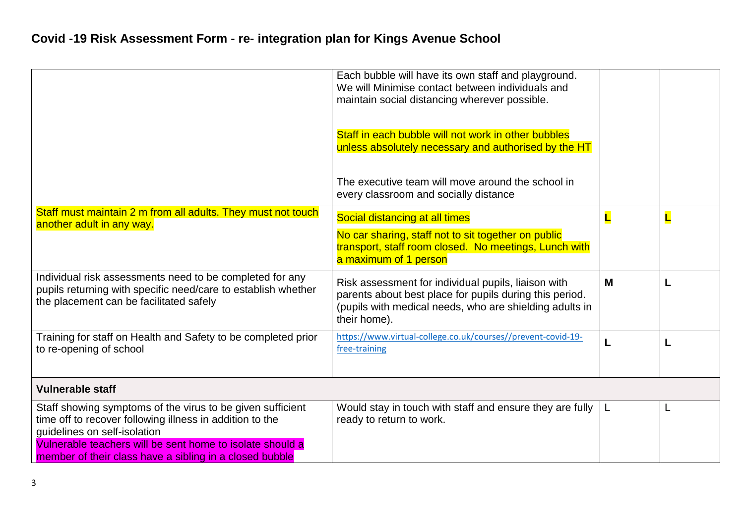## Covid -19 Risk Assessment Form - re- integration plan for Kings Avenue School

| | | | |
|---|---|---|---|
| | Each bubble will have its own staff and playground. We will Minimise contact between individuals and maintain social distancing wherever possible.<br><br>Staff in each bubble will not work in other bubbles unless absolutely necessary and authorised by the HT<br><br>The executive team will move around the school in every classroom and socially distance | | |
| Staff must maintain 2 m from all adults. They must not touch another adult in any way. | Social distancing at all times<br><br>No car sharing, staff not to sit together on public transport, staff room closed. No meetings, Lunch with a maximum of 1 person | **L** | **L** |
| Individual risk assessments need to be completed for any pupils returning with specific need/care to establish whether the placement can be facilitated safely | Risk assessment for individual pupils, liaison with parents about best place for pupils during this period. (pupils with medical needs, who are shielding adults in their home). | **M** | **L** |
| Training for staff on Health and Safety to be completed prior to re-opening of school | https://www.virtual-college.co.uk/courses//prevent-covid-19-free-training | **L** | **L** |
| **Vulnerable staff** | | | |
| Staff showing symptoms of the virus to be given sufficient time off to recover following illness in addition to the guidelines on self-isolation | Would stay in touch with staff and ensure they are fully ready to return to work. | L | L |
| Vulnerable teachers will be sent home to isolate should a member of their class have a sibling in a closed bubble | | | |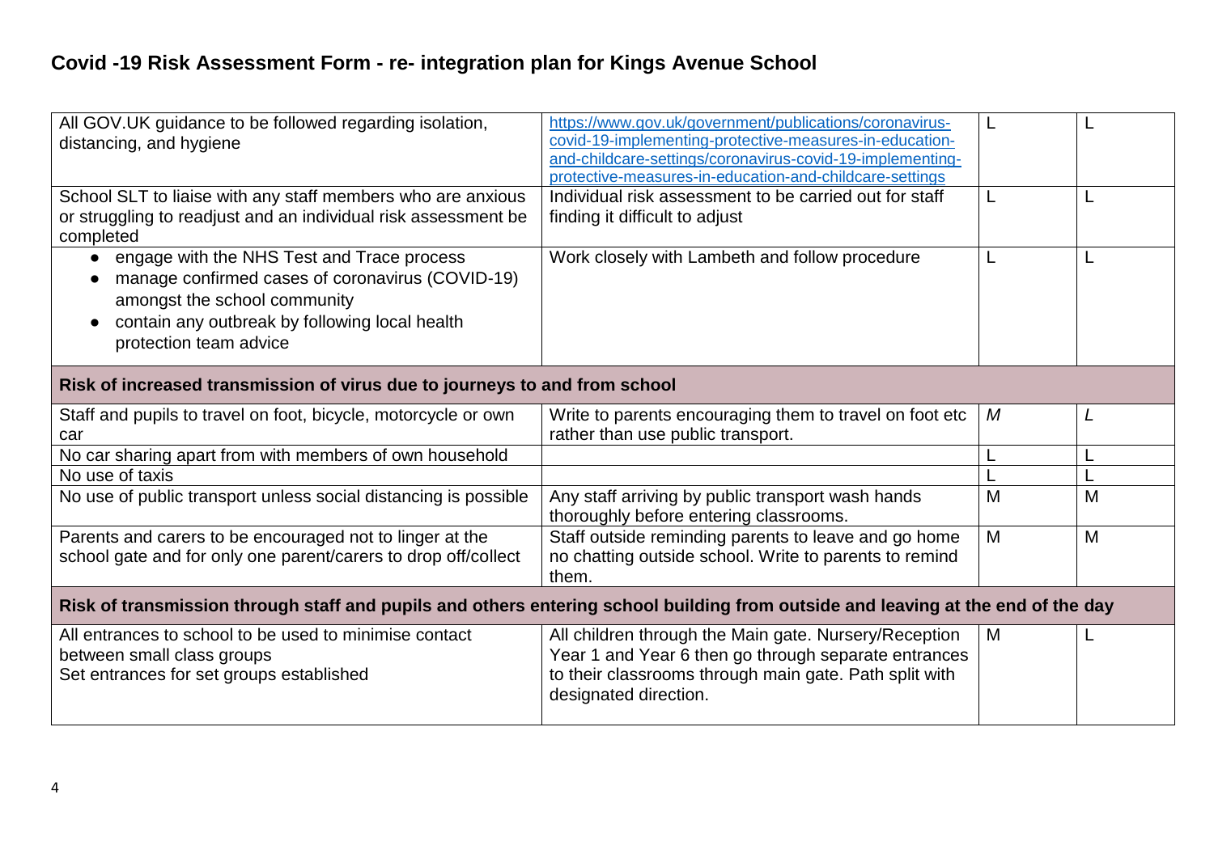# Covid -19 Risk Assessment Form - re- integration plan for Kings Avenue School

| | | | |
|---|---|---|---|
| All GOV.UK guidance to be followed regarding isolation, distancing, and hygiene | https://www.gov.uk/government/publications/coronavirus-covid-19-implementing-protective-measures-in-education-and-childcare-settings/coronavirus-covid-19-implementing-protective-measures-in-education-and-childcare-settings | L | L |
| School SLT to liaise with any staff members who are anxious or struggling to readjust and an individual risk assessment be completed | Individual risk assessment to be carried out for staff finding it difficult to adjust | L | L |
| • engage with the NHS Test and Trace process<br>• manage confirmed cases of coronavirus (COVID-19) amongst the school community<br>• contain any outbreak by following local health protection team advice | Work closely with Lambeth and follow procedure | L | L |
| **Risk of increased transmission of virus due to journeys to and from school** | | | |
| Staff and pupils to travel on foot, bicycle, motorcycle or own car | Write to parents encouraging them to travel on foot etc rather than use public transport. | *M* | *L* |
| No car sharing apart from with members of own household | | L | L |
| No use of taxis | | L | L |
| No use of public transport unless social distancing is possible | Any staff arriving by public transport wash hands thoroughly before entering classrooms. | M | M |
| Parents and carers to be encouraged not to linger at the school gate and for only one parent/carers to drop off/collect | Staff outside reminding parents to leave and go home no chatting outside school. Write to parents to remind them. | M | M |
| **Risk of transmission through staff and pupils and others entering school building from outside and leaving at the end of the day** | | | |
| All entrances to school to be used to minimise contact between small class groups<br>Set entrances for set groups established | All children through the Main gate. Nursery/Reception Year 1 and Year 6 then go through separate entrances to their classrooms through main gate. Path split with designated direction. | M | L |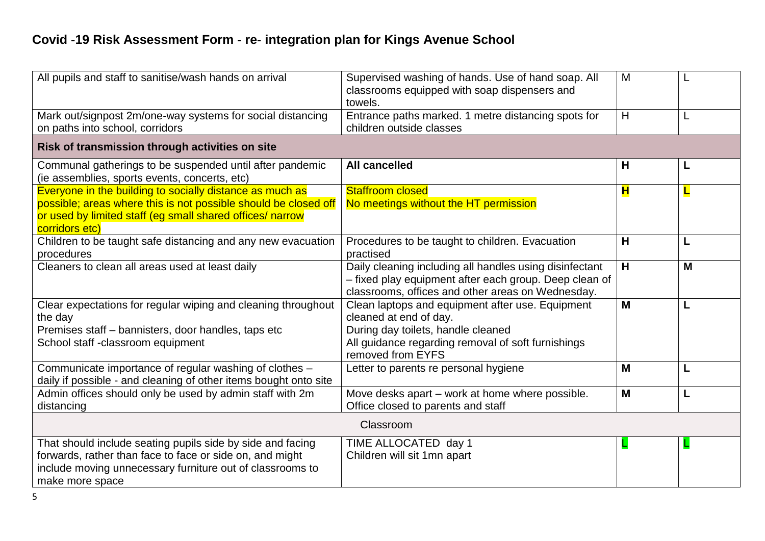# Covid -19 Risk Assessment Form - re- integration plan for Kings Avenue School

| | | | |
|---|---|---|---|
| All pupils and staff to sanitise/wash hands on arrival | Supervised washing of hands. Use of hand soap. All classrooms equipped with soap dispensers and towels. | M | L |
| Mark out/signpost 2m/one-way systems for social distancing on paths into school, corridors | Entrance paths marked. 1 metre distancing spots for children outside classes | H | L |
| **Risk of transmission through activities on site** | | | |
| Communal gatherings to be suspended until after pandemic (ie assemblies, sports events, concerts, etc) | **All cancelled** | **H** | **L** |
| Everyone in the building to socially distance as much as possible; areas where this is not possible should be closed off or used by limited staff (eg small shared offices/ narrow corridors etc) | Staffroom closed<br>No meetings without the HT permission | **H** | **L** |
| Children to be taught safe distancing and any new evacuation procedures | Procedures to be taught to children. Evacuation practised | **H** | **L** |
| Cleaners to clean all areas used at least daily | Daily cleaning including all handles using disinfectant – fixed play equipment after each group. Deep clean of classrooms, offices and other areas on Wednesday. | **H** | **M** |
| Clear expectations for regular wiping and cleaning throughout the day<br>Premises staff – bannisters, door handles, taps etc<br>School staff -classroom equipment | Clean laptops and equipment after use. Equipment cleaned at end of day.<br>During day toilets, handle cleaned<br>All guidance regarding removal of soft furnishings removed from EYFS | **M** | **L** |
| Communicate importance of regular washing of clothes – daily if possible - and cleaning of other items bought onto site | Letter to parents re personal hygiene | **M** | **L** |
| Admin offices should only be used by admin staff with 2m distancing | Move desks apart – work at home where possible.<br>Office closed to parents and staff | **M** | **L** |
| Classroom | | | |
| That should include seating pupils side by side and facing forwards, rather than face to face or side on, and might include moving unnecessary furniture out of classrooms to make more space | TIME ALLOCATED day 1<br>Children will sit 1mn apart | L | L |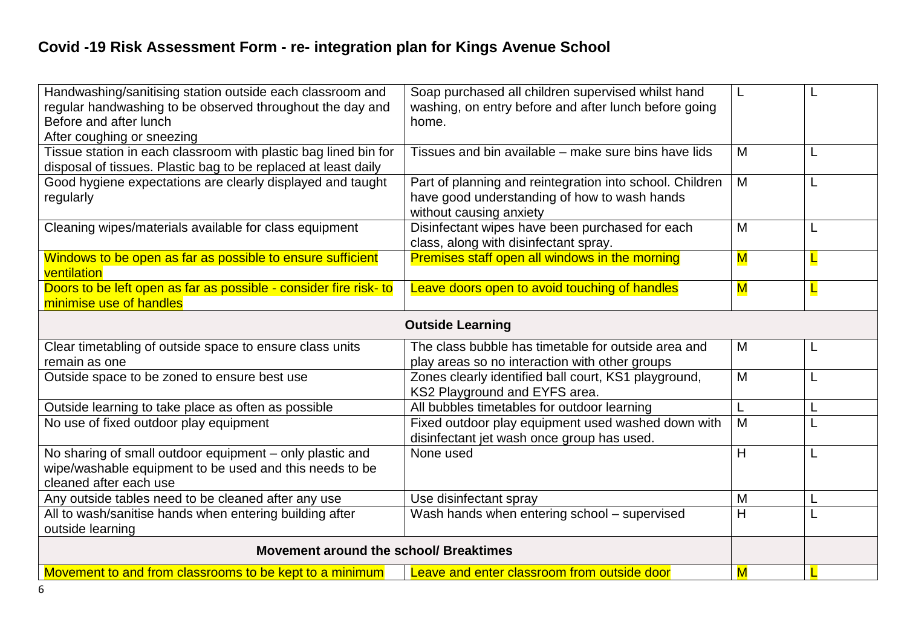## Covid -19 Risk Assessment Form - re- integration plan for Kings Avenue School

| | | | |
|---|---|---|---|
| Handwashing/sanitising station outside each classroom and regular handwashing to be observed throughout the day and Before and after lunch After coughing or sneezing | Soap purchased all children supervised whilst hand washing, on entry before and after lunch before going home. | L | L |
| Tissue station in each classroom with plastic bag lined bin for disposal of tissues. Plastic bag to be replaced at least daily | Tissues and bin available – make sure bins have lids | M | L |
| Good hygiene expectations are clearly displayed and taught regularly | Part of planning and reintegration into school. Children have good understanding of how to wash hands without causing anxiety | M | L |
| Cleaning wipes/materials available for class equipment | Disinfectant wipes have been purchased for each class, along with disinfectant spray. | M | L |
| Windows to be open as far as possible to ensure sufficient ventilation | Premises staff open all windows in the morning | M | L |
| Doors to be left open as far as possible - consider fire risk- to minimise use of handles | Leave doors open to avoid touching of handles | M | L |
| **Outside Learning** | | | |
| Clear timetabling of outside space to ensure class units remain as one | The class bubble has timetable for outside area and play areas so no interaction with other groups | M | L |
| Outside space to be zoned to ensure best use | Zones clearly identified ball court, KS1 playground, KS2 Playground and EYFS area. | M | L |
| Outside learning to take place as often as possible | All bubbles timetables for outdoor learning | L | L |
| No use of fixed outdoor play equipment | Fixed outdoor play equipment used washed down with disinfectant jet wash once group has used. | M | L |
| No sharing of small outdoor equipment – only plastic and wipe/washable equipment to be used and this needs to be cleaned after each use | None used | H | L |
| Any outside tables need to be cleaned after any use | Use disinfectant spray | M | L |
| All to wash/sanitise hands when entering building after outside learning | Wash hands when entering school – supervised | H | L |
| **Movement around the school/ Breaktimes** | | | |
| Movement to and from classrooms to be kept to a minimum | Leave and enter classroom from outside door | M | L |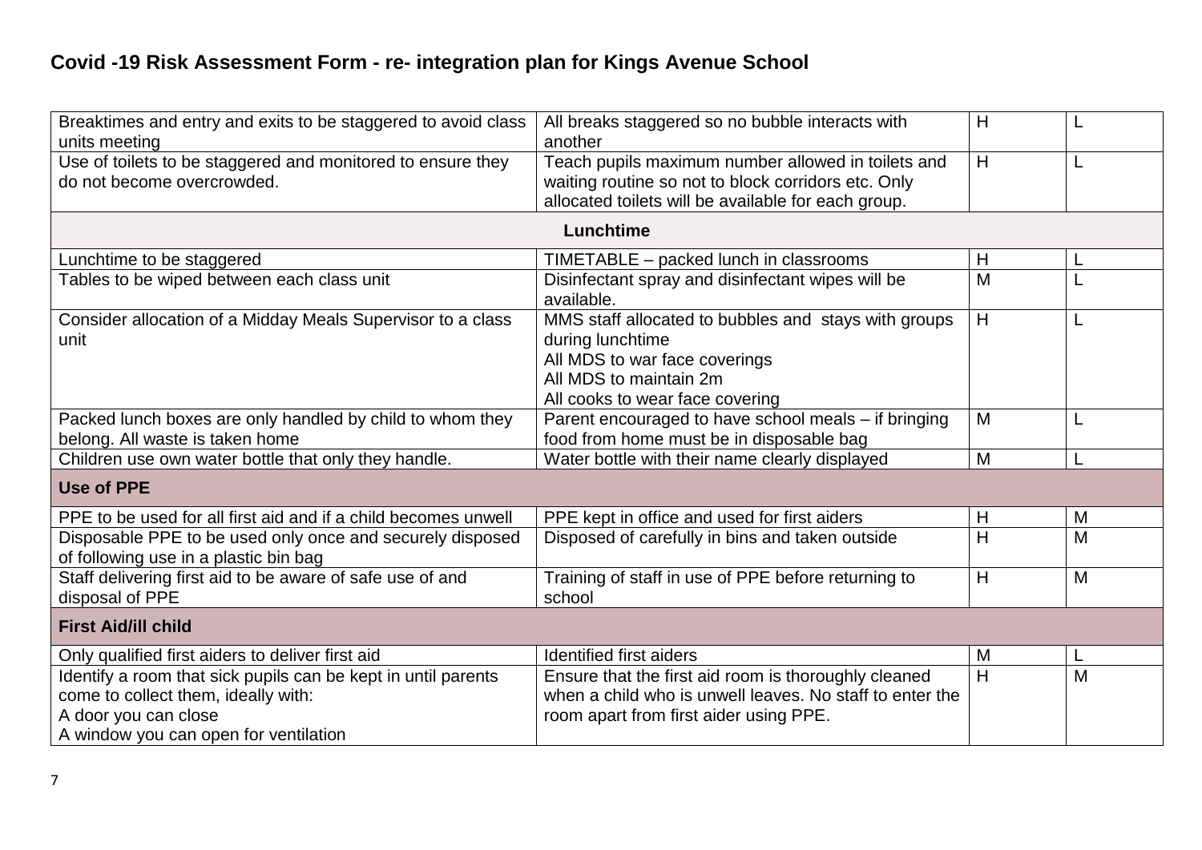# Covid -19 Risk Assessment Form - re- integration plan for Kings Avenue School

| | | | |
|---|---|---|---|
| Breaktimes and entry and exits to be staggered to avoid class units meeting | All breaks staggered so no bubble interacts with another | H | L |
| Use of toilets to be staggered and monitored to ensure they do not become overcrowded. | Teach pupils maximum number allowed in toilets and waiting routine so not to block corridors etc. Only allocated toilets will be available for each group. | H | L |
| **Lunchtime** | | | |
| Lunchtime to be staggered | TIMETABLE – packed lunch in classrooms | H | L |
| Tables to be wiped between each class unit | Disinfectant spray and disinfectant wipes will be available. | M | L |
| Consider allocation of a Midday Meals Supervisor to a class unit | MMS staff allocated to bubbles and stays with groups during lunchtime<br>All MDS to war face coverings<br>All MDS to maintain 2m<br>All cooks to wear face covering | H | L |
| Packed lunch boxes are only handled by child to whom they belong. All waste is taken home | Parent encouraged to have school meals – if bringing food from home must be in disposable bag | M | L |
| Children use own water bottle that only they handle. | Water bottle with their name clearly displayed | M | L |
| **Use of PPE** | | | |
| PPE to be used for all first aid and if a child becomes unwell | PPE kept in office and used for first aiders | H | M |
| Disposable PPE to be used only once and securely disposed of following use in a plastic bin bag | Disposed of carefully in bins and taken outside | H | M |
| Staff delivering first aid to be aware of safe use of and disposal of PPE | Training of staff in use of PPE before returning to school | H | M |
| **First Aid/ill child** | | | |
| Only qualified first aiders to deliver first aid | Identified first aiders | M | L |
| Identify a room that sick pupils can be kept in until parents come to collect them, ideally with:<br>A door you can close<br>A window you can open for ventilation | Ensure that the first aid room is thoroughly cleaned when a child who is unwell leaves. No staff to enter the room apart from first aider using PPE. | H | M |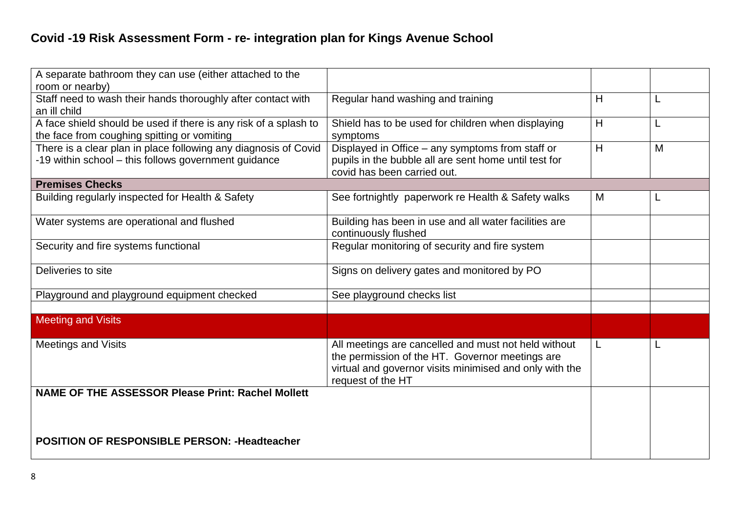## Covid -19 Risk Assessment Form - re- integration plan for Kings Avenue School

| | | | |
|---|---|---|---|
| A separate bathroom they can use (either attached to the room or nearby) | | | |
| Staff need to wash their hands thoroughly after contact with an ill child | Regular hand washing and training | H | L |
| A face shield should be used if there is any risk of a splash to the face from coughing spitting or vomiting | Shield has to be used for children when displaying symptoms | H | L |
| There is a clear plan in place following any diagnosis of Covid -19 within school – this follows government guidance | Displayed in Office – any symptoms from staff or pupils in the bubble all are sent home until test for covid has been carried out. | H | M |
| **Premises Checks** | | | |
| Building regularly inspected for Health & Safety | See fortnightly paperwork re Health & Safety walks | M | L |
| Water systems are operational and flushed | Building has been in use and all water facilities are continuously flushed | | |
| Security and fire systems functional | Regular monitoring of security and fire system | | |
| Deliveries to site | Signs on delivery gates and monitored by PO | | |
| Playground and playground equipment checked | See playground checks list | | |
| | | | |
| Meeting and Visits | | | |
| Meetings and Visits | All meetings are cancelled and must not held without the permission of the HT. Governor meetings are virtual and governor visits minimised and only with the request of the HT | L | L |
| **NAME OF THE ASSESSOR Please Print: Rachel Mollett**<br><br>**POSITION OF RESPONSIBLE PERSON: -Headteacher** | | | |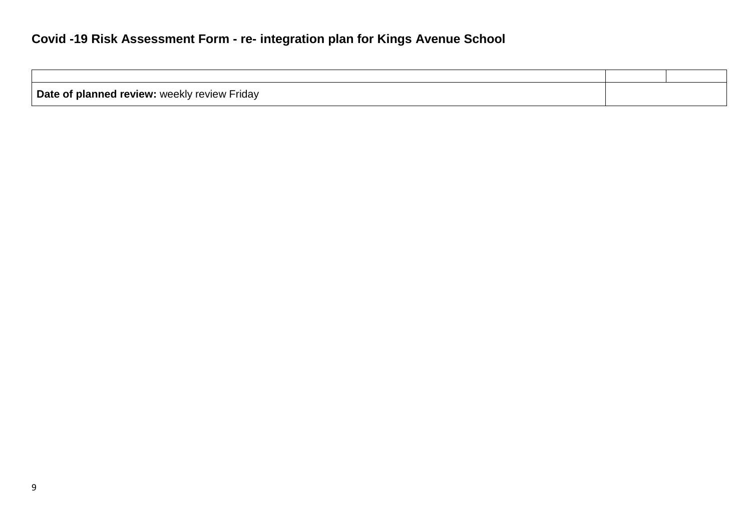**Covid -19 Risk Assessment Form - re- integration plan for Kings Avenue School**

| | | |
|---|---|---|
| | | |
| **Date of planned review:** weekly review Friday | | |